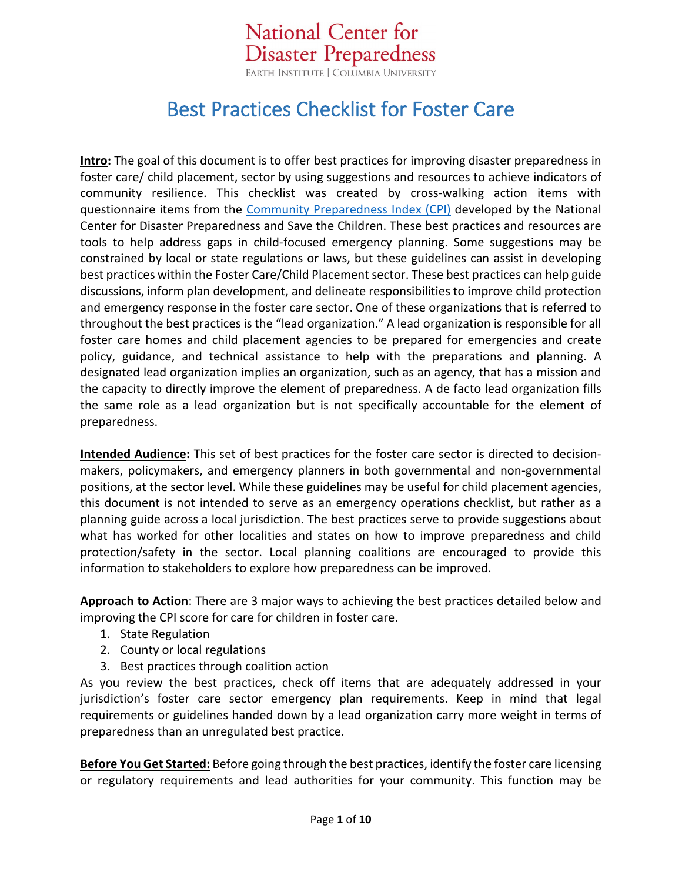National Center for Disaster Preparedness
EARTH INSTITUTE | COLUMBIA UNIVERSITY

# Best Practices Checklist for Foster Care

**Intro:** The goal of this document is to offer best practices for improving disaster preparedness in foster care/ child placement, sector by using suggestions and resources to achieve indicators of community resilience. This checklist was created by cross-walking action items with questionnaire items from the [Community Preparedness Index (CPI)](#) developed by the National Center for Disaster Preparedness and Save the Children. These best practices and resources are tools to help address gaps in child-focused emergency planning. Some suggestions may be constrained by local or state regulations or laws, but these guidelines can assist in developing best practices within the Foster Care/Child Placement sector. These best practices can help guide discussions, inform plan development, and delineate responsibilities to improve child protection and emergency response in the foster care sector. One of these organizations that is referred to throughout the best practices is the "lead organization." A lead organization is responsible for all foster care homes and child placement agencies to be prepared for emergencies and create policy, guidance, and technical assistance to help with the preparations and planning. A designated lead organization implies an organization, such as an agency, that has a mission and the capacity to directly improve the element of preparedness. A de facto lead organization fills the same role as a lead organization but is not specifically accountable for the element of preparedness.

**Intended Audience:** This set of best practices for the foster care sector is directed to decision-makers, policymakers, and emergency planners in both governmental and non-governmental positions, at the sector level. While these guidelines may be useful for child placement agencies, this document is not intended to serve as an emergency operations checklist, but rather as a planning guide across a local jurisdiction. The best practices serve to provide suggestions about what has worked for other localities and states on how to improve preparedness and child protection/safety in the sector. Local planning coalitions are encouraged to provide this information to stakeholders to explore how preparedness can be improved.

**Approach to Action**: There are 3 major ways to achieving the best practices detailed below and improving the CPI score for care for children in foster care.

1. State Regulation
2. County or local regulations
3. Best practices through coalition action

As you review the best practices, check off items that are adequately addressed in your jurisdiction's foster care sector emergency plan requirements. Keep in mind that legal requirements or guidelines handed down by a lead organization carry more weight in terms of preparedness than an unregulated best practice.

**Before You Get Started:** Before going through the best practices, identify the foster care licensing or regulatory requirements and lead authorities for your community. This function may be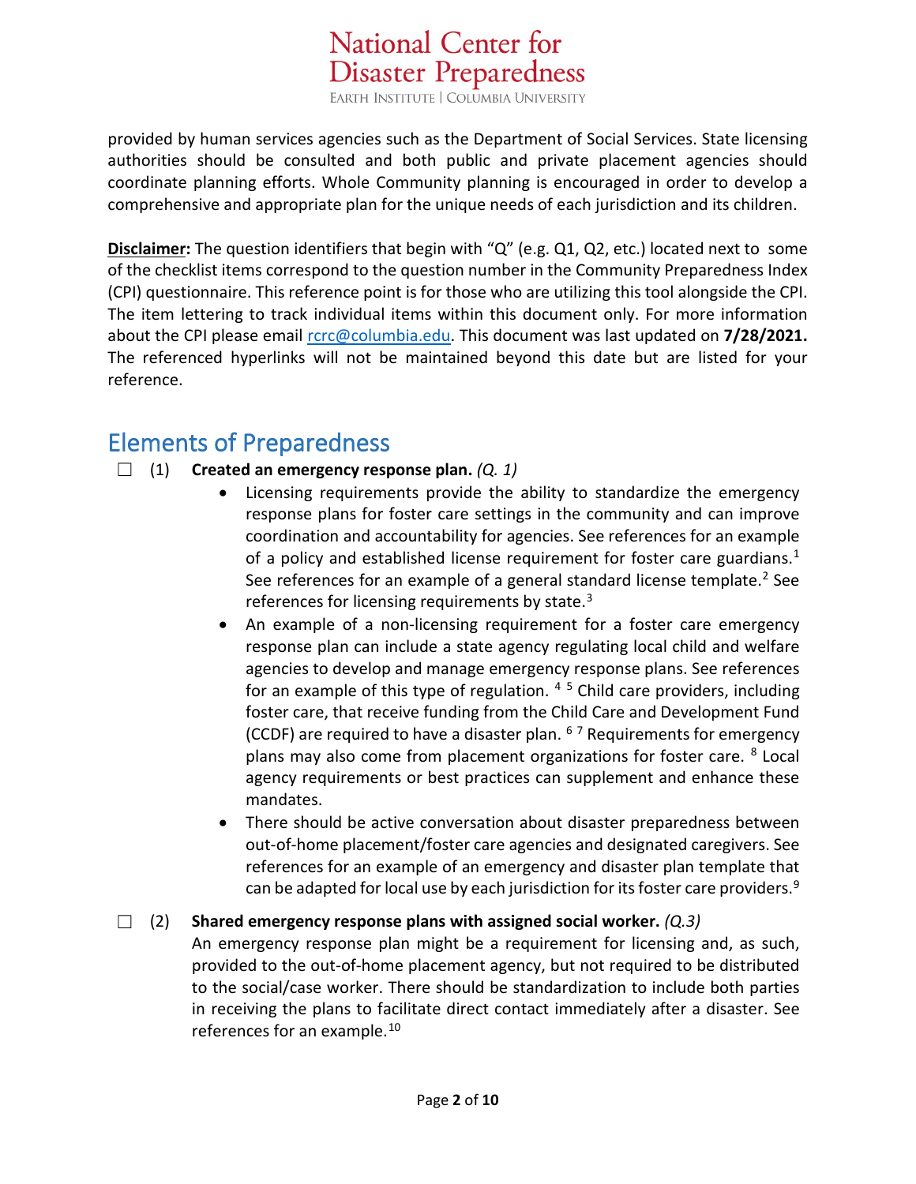provided by human services agencies such as the Department of Social Services. State licensing authorities should be consulted and both public and private placement agencies should coordinate planning efforts. Whole Community planning is encouraged in order to develop a comprehensive and appropriate plan for the unique needs of each jurisdiction and its children.

**Disclaimer:** The question identifiers that begin with "Q" (e.g. Q1, Q2, etc.) located next to some of the checklist items correspond to the question number in the Community Preparedness Index (CPI) questionnaire. This reference point is for those who are utilizing this tool alongside the CPI. The item lettering to track individual items within this document only. For more information about the CPI please email rcrc@columbia.edu. This document was last updated on **7/28/2021.** The referenced hyperlinks will not be maintained beyond this date but are listed for your reference.

## Elements of Preparedness

☐ (1) **Created an emergency response plan.** *(Q. 1)*

- Licensing requirements provide the ability to standardize the emergency response plans for foster care settings in the community and can improve coordination and accountability for agencies. See references for an example of a policy and established license requirement for foster care guardians.[1] See references for an example of a general standard license template.[2] See references for licensing requirements by state.[3]
- An example of a non-licensing requirement for a foster care emergency response plan can include a state agency regulating local child and welfare agencies to develop and manage emergency response plans. See references for an example of this type of regulation. [4] [5] Child care providers, including foster care, that receive funding from the Child Care and Development Fund (CCDF) are required to have a disaster plan. [6] [7] Requirements for emergency plans may also come from placement organizations for foster care. [8] Local agency requirements or best practices can supplement and enhance these mandates.
- There should be active conversation about disaster preparedness between out-of-home placement/foster care agencies and designated caregivers. See references for an example of an emergency and disaster plan template that can be adapted for local use by each jurisdiction for its foster care providers.[9]

☐ (2) **Shared emergency response plans with assigned social worker.** *(Q.3)*

An emergency response plan might be a requirement for licensing and, as such, provided to the out-of-home placement agency, but not required to be distributed to the social/case worker. There should be standardization to include both parties in receiving the plans to facilitate direct contact immediately after a disaster. See references for an example.[10]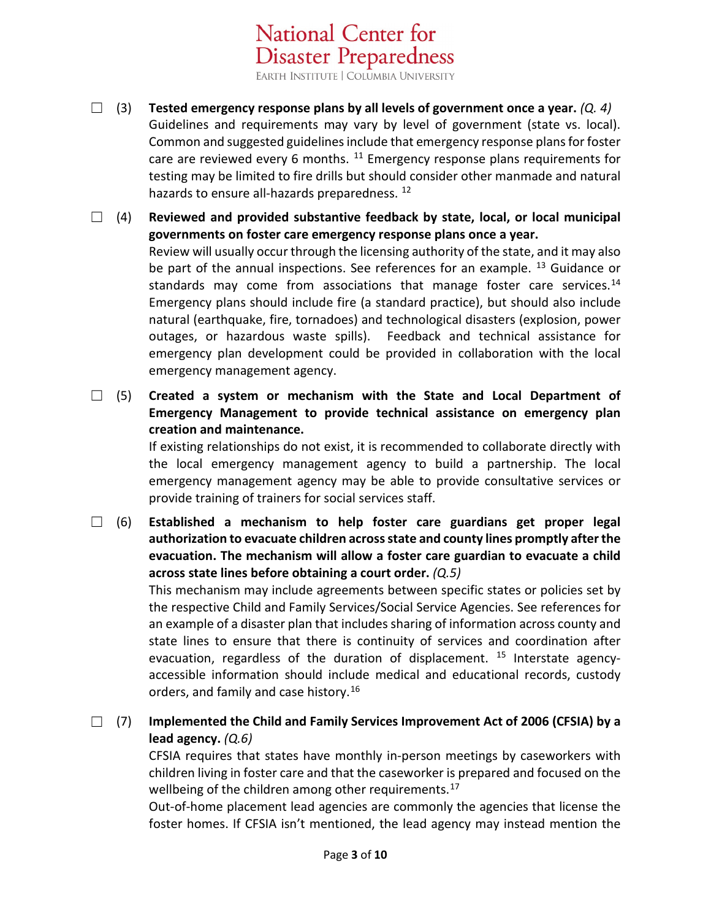☐ (3) **Tested emergency response plans by all levels of government once a year.** *(Q. 4)*
Guidelines and requirements may vary by level of government (state vs. local). Common and suggested guidelines include that emergency response plans for foster care are reviewed every 6 months. [11] Emergency response plans requirements for testing may be limited to fire drills but should consider other manmade and natural hazards to ensure all-hazards preparedness. [12]

☐ (4) **Reviewed and provided substantive feedback by state, local, or local municipal governments on foster care emergency response plans once a year.**
Review will usually occur through the licensing authority of the state, and it may also be part of the annual inspections. See references for an example. [13] Guidance or standards may come from associations that manage foster care services.[14] Emergency plans should include fire (a standard practice), but should also include natural (earthquake, fire, tornadoes) and technological disasters (explosion, power outages, or hazardous waste spills). Feedback and technical assistance for emergency plan development could be provided in collaboration with the local emergency management agency.

☐ (5) **Created a system or mechanism with the State and Local Department of Emergency Management to provide technical assistance on emergency plan creation and maintenance.**
If existing relationships do not exist, it is recommended to collaborate directly with the local emergency management agency to build a partnership. The local emergency management agency may be able to provide consultative services or provide training of trainers for social services staff.

☐ (6) **Established a mechanism to help foster care guardians get proper legal authorization to evacuate children across state and county lines promptly after the evacuation. The mechanism will allow a foster care guardian to evacuate a child across state lines before obtaining a court order.** *(Q.5)*
This mechanism may include agreements between specific states or policies set by the respective Child and Family Services/Social Service Agencies. See references for an example of a disaster plan that includes sharing of information across county and state lines to ensure that there is continuity of services and coordination after evacuation, regardless of the duration of displacement. [15] Interstate agency-accessible information should include medical and educational records, custody orders, and family and case history.[16]

☐ (7) **Implemented the Child and Family Services Improvement Act of 2006 (CFSIA) by a lead agency.** *(Q.6)*
CFSIA requires that states have monthly in-person meetings by caseworkers with children living in foster care and that the caseworker is prepared and focused on the wellbeing of the children among other requirements.[17]
Out-of-home placement lead agencies are commonly the agencies that license the foster homes. If CFSIA isn't mentioned, the lead agency may instead mention the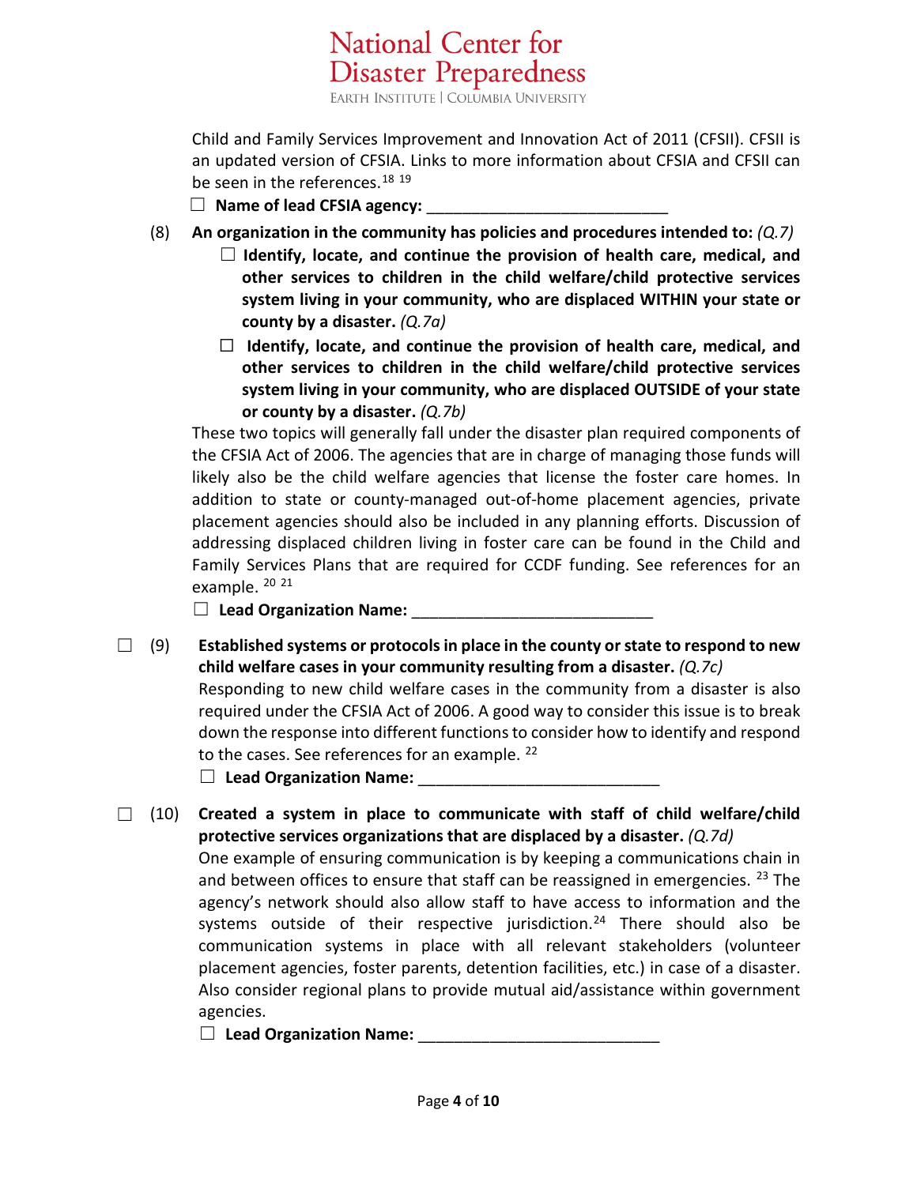Child and Family Services Improvement and Innovation Act of 2011 (CFSII). CFSII is an updated version of CFSIA. Links to more information about CFSIA and CFSII can be seen in the references.[18] [19]

☐ **Name of lead CFSIA agency:** ___________________________

(8) **An organization in the community has policies and procedures intended to:** *(Q.7)*

☐ **Identify, locate, and continue the provision of health care, medical, and other services to children in the child welfare/child protective services system living in your community, who are displaced WITHIN your state or county by a disaster.** *(Q.7a)*

☐ **Identify, locate, and continue the provision of health care, medical, and other services to children in the child welfare/child protective services system living in your community, who are displaced OUTSIDE of your state or county by a disaster.** *(Q.7b)*

These two topics will generally fall under the disaster plan required components of the CFSIA Act of 2006. The agencies that are in charge of managing those funds will likely also be the child welfare agencies that license the foster care homes. In addition to state or county-managed out-of-home placement agencies, private placement agencies should also be included in any planning efforts. Discussion of addressing displaced children living in foster care can be found in the Child and Family Services Plans that are required for CCDF funding. See references for an example. [20] [21]

☐ **Lead Organization Name:** ___________________________

☐ (9) **Established systems or protocols in place in the county or state to respond to new child welfare cases in your community resulting from a disaster.** *(Q.7c)*

Responding to new child welfare cases in the community from a disaster is also required under the CFSIA Act of 2006. A good way to consider this issue is to break down the response into different functions to consider how to identify and respond to the cases. See references for an example. [22]

☐ **Lead Organization Name:** ___________________________

☐ (10) **Created a system in place to communicate with staff of child welfare/child protective services organizations that are displaced by a disaster.** *(Q.7d)*

One example of ensuring communication is by keeping a communications chain in and between offices to ensure that staff can be reassigned in emergencies. [23] The agency's network should also allow staff to have access to information and the systems outside of their respective jurisdiction.[24] There should also be communication systems in place with all relevant stakeholders (volunteer placement agencies, foster parents, detention facilities, etc.) in case of a disaster. Also consider regional plans to provide mutual aid/assistance within government agencies.

☐ **Lead Organization Name:** ___________________________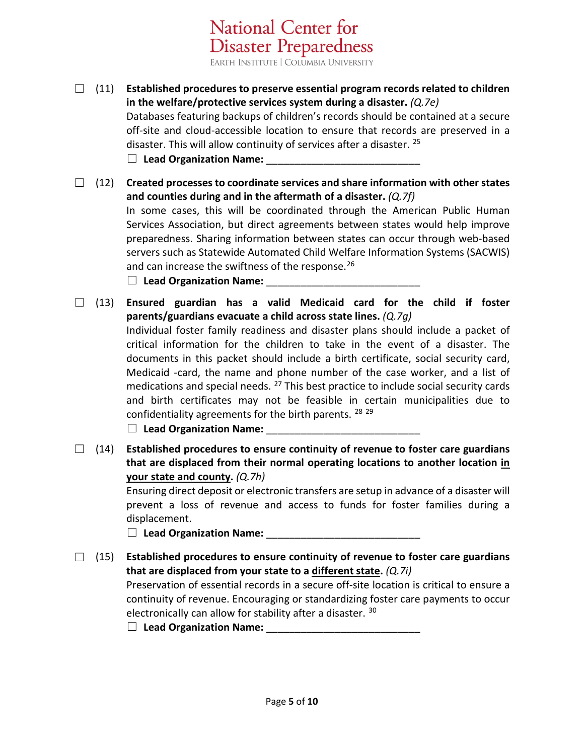☐ (11) **Established procedures to preserve essential program records related to children in the welfare/protective services system during a disaster.** *(Q.7e)*

Databases featuring backups of children's records should be contained at a secure off-site and cloud-accessible location to ensure that records are preserved in a disaster. This will allow continuity of services after a disaster. [25]

☐ **Lead Organization Name:** ___________________________

☐ (12) **Created processes to coordinate services and share information with other states and counties during and in the aftermath of a disaster.** *(Q.7f)*

In some cases, this will be coordinated through the American Public Human Services Association, but direct agreements between states would help improve preparedness. Sharing information between states can occur through web-based servers such as Statewide Automated Child Welfare Information Systems (SACWIS) and can increase the swiftness of the response.[26]

☐ **Lead Organization Name:** ___________________________

☐ (13) **Ensured guardian has a valid Medicaid card for the child if foster parents/guardians evacuate a child across state lines.** *(Q.7g)*

Individual foster family readiness and disaster plans should include a packet of critical information for the children to take in the event of a disaster. The documents in this packet should include a birth certificate, social security card, Medicaid -card, the name and phone number of the case worker, and a list of medications and special needs. [27] This best practice to include social security cards and birth certificates may not be feasible in certain municipalities due to confidentiality agreements for the birth parents. [28] [29]

☐ **Lead Organization Name:** ___________________________

☐ (14) **Established procedures to ensure continuity of revenue to foster care guardians that are displaced from their normal operating locations to another location <u>in your state and county</u>.** *(Q.7h)*

Ensuring direct deposit or electronic transfers are setup in advance of a disaster will prevent a loss of revenue and access to funds for foster families during a displacement.

☐ **Lead Organization Name:** ___________________________

☐ (15) **Established procedures to ensure continuity of revenue to foster care guardians that are displaced from your state to a <u>different state</u>.** *(Q.7i)*

Preservation of essential records in a secure off-site location is critical to ensure a continuity of revenue. Encouraging or standardizing foster care payments to occur electronically can allow for stability after a disaster. [30]

☐ **Lead Organization Name:** ___________________________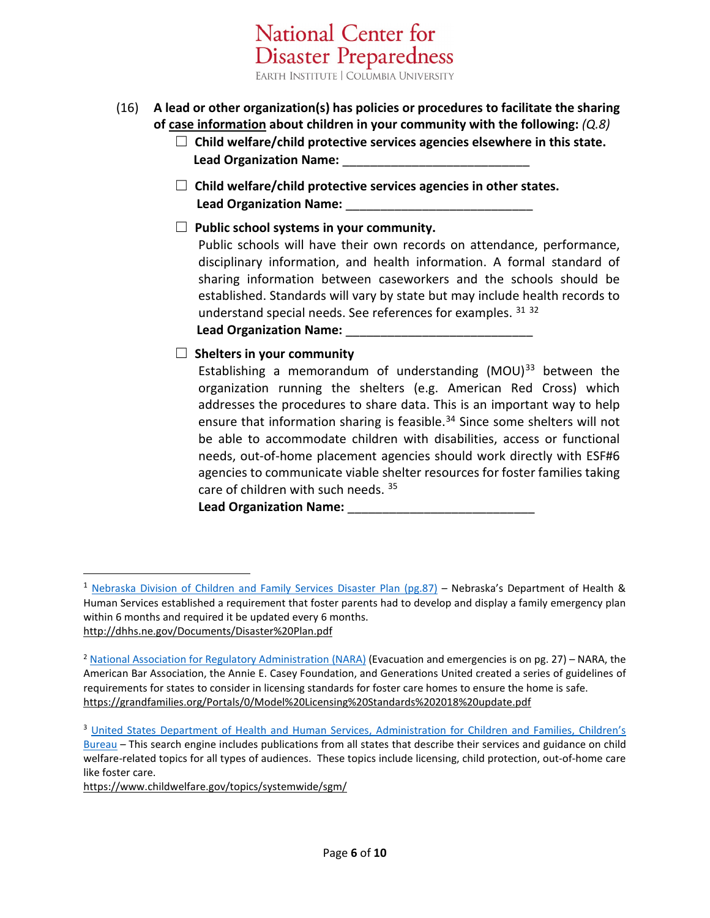(16) **A lead or other organization(s) has policies or procedures to facilitate the sharing of <u>case information</u> about children in your community with the following:** *(Q.8)*

- ☐ **Child welfare/child protective services agencies elsewhere in this state.**
  **Lead Organization Name:** ___________________________

- ☐ **Child welfare/child protective services agencies in other states.**
  **Lead Organization Name:** ___________________________

- ☐ **Public school systems in your community.**
  Public schools will have their own records on attendance, performance, disciplinary information, and health information. A formal standard of sharing information between caseworkers and the schools should be established. Standards will vary by state but may include health records to understand special needs. See references for examples. [31] [32]
  **Lead Organization Name:** ___________________________

- ☐ **Shelters in your community**
  Establishing a memorandum of understanding (MOU)[33] between the organization running the shelters (e.g. American Red Cross) which addresses the procedures to share data. This is an important way to help ensure that information sharing is feasible.[34] Since some shelters will not be able to accommodate children with disabilities, access or functional needs, out-of-home placement agencies should work directly with ESF#6 agencies to communicate viable shelter resources for foster families taking care of children with such needs. [35]
  **Lead Organization Name:** ___________________________

---

[1] Nebraska Division of Children and Family Services Disaster Plan (pg.87) – Nebraska's Department of Health & Human Services established a requirement that foster parents had to develop and display a family emergency plan within 6 months and required it be updated every 6 months.
http://dhhs.ne.gov/Documents/Disaster%20Plan.pdf

[2] National Association for Regulatory Administration (NARA) (Evacuation and emergencies is on pg. 27) – NARA, the American Bar Association, the Annie E. Casey Foundation, and Generations United created a series of guidelines of requirements for states to consider in licensing standards for foster care homes to ensure the home is safe.
https://grandfamilies.org/Portals/0/Model%20Licensing%20Standards%202018%20update.pdf

[3] United States Department of Health and Human Services, Administration for Children and Families, Children's Bureau – This search engine includes publications from all states that describe their services and guidance on child welfare-related topics for all types of audiences. These topics include licensing, child protection, out-of-home care like foster care.
https://www.childwelfare.gov/topics/systemwide/sgm/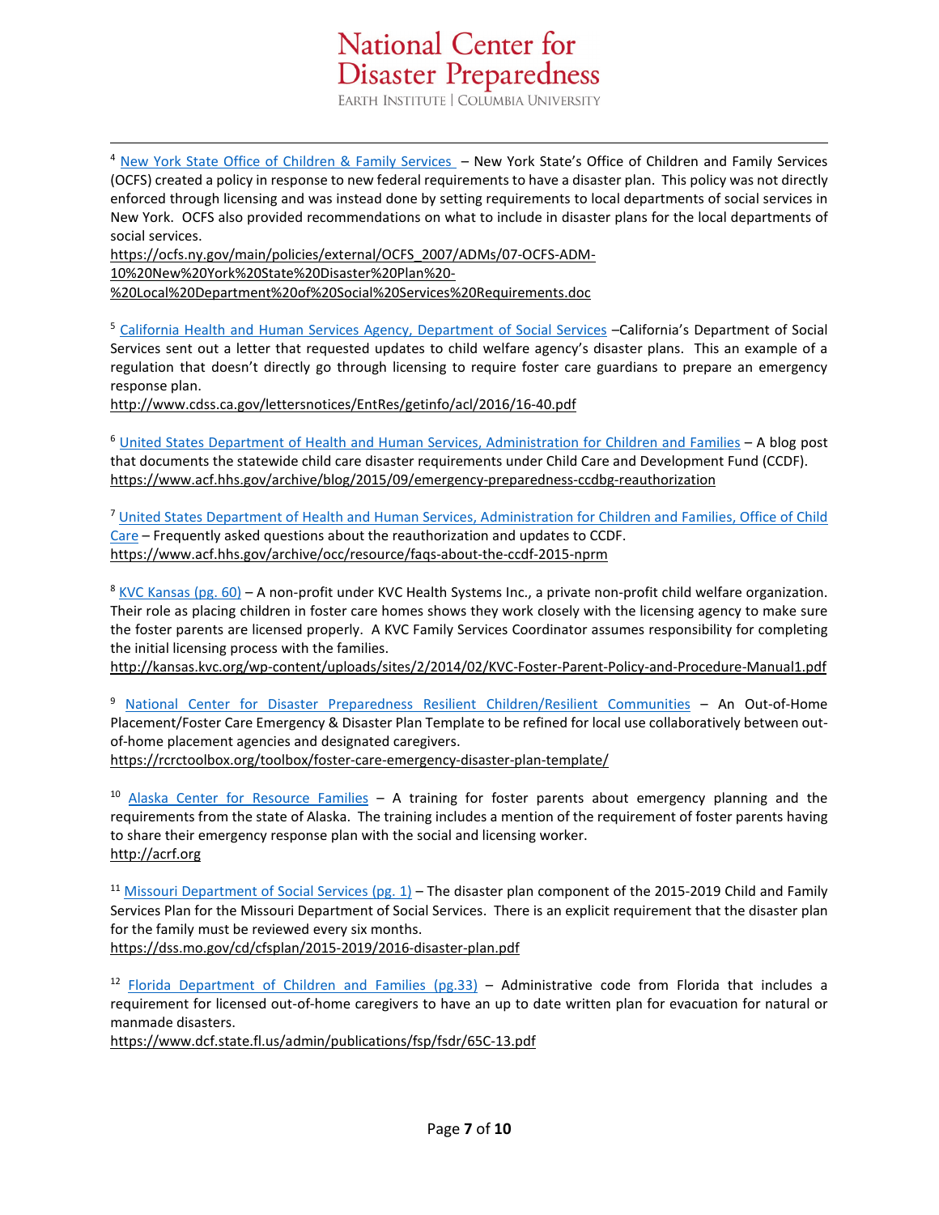[4] New York State Office of Children & Family Services – New York State's Office of Children and Family Services (OCFS) created a policy in response to new federal requirements to have a disaster plan. This policy was not directly enforced through licensing and was instead done by setting requirements to local departments of social services in New York. OCFS also provided recommendations on what to include in disaster plans for the local departments of social services.
https://ocfs.ny.gov/main/policies/external/OCFS_2007/ADMs/07-OCFS-ADM-10%20New%20York%20State%20Disaster%20Plan%20-%20Local%20Department%20of%20Social%20Services%20Requirements.doc

[5] California Health and Human Services Agency, Department of Social Services –California's Department of Social Services sent out a letter that requested updates to child welfare agency's disaster plans. This an example of a regulation that doesn't directly go through licensing to require foster care guardians to prepare an emergency response plan.
http://www.cdss.ca.gov/lettersnotices/EntRes/getinfo/acl/2016/16-40.pdf

[6] United States Department of Health and Human Services, Administration for Children and Families – A blog post that documents the statewide child care disaster requirements under Child Care and Development Fund (CCDF).
https://www.acf.hhs.gov/archive/blog/2015/09/emergency-preparedness-ccdbg-reauthorization

[7] United States Department of Health and Human Services, Administration for Children and Families, Office of Child Care – Frequently asked questions about the reauthorization and updates to CCDF.
https://www.acf.hhs.gov/archive/occ/resource/faqs-about-the-ccdf-2015-nprm

[8] KVC Kansas (pg. 60) – A non-profit under KVC Health Systems Inc., a private non-profit child welfare organization. Their role as placing children in foster care homes shows they work closely with the licensing agency to make sure the foster parents are licensed properly. A KVC Family Services Coordinator assumes responsibility for completing the initial licensing process with the families.
http://kansas.kvc.org/wp-content/uploads/sites/2/2014/02/KVC-Foster-Parent-Policy-and-Procedure-Manual1.pdf

[9] National Center for Disaster Preparedness Resilient Children/Resilient Communities – An Out-of-Home Placement/Foster Care Emergency & Disaster Plan Template to be refined for local use collaboratively between out-of-home placement agencies and designated caregivers.
https://rcrctoolbox.org/toolbox/foster-care-emergency-disaster-plan-template/

[10] Alaska Center for Resource Families – A training for foster parents about emergency planning and the requirements from the state of Alaska. The training includes a mention of the requirement of foster parents having to share their emergency response plan with the social and licensing worker.
http://acrf.org

[11] Missouri Department of Social Services (pg. 1) – The disaster plan component of the 2015-2019 Child and Family Services Plan for the Missouri Department of Social Services. There is an explicit requirement that the disaster plan for the family must be reviewed every six months.
https://dss.mo.gov/cd/cfsplan/2015-2019/2016-disaster-plan.pdf

[12] Florida Department of Children and Families (pg.33) – Administrative code from Florida that includes a requirement for licensed out-of-home caregivers to have an up to date written plan for evacuation for natural or manmade disasters.
https://www.dcf.state.fl.us/admin/publications/fsp/fsdr/65C-13.pdf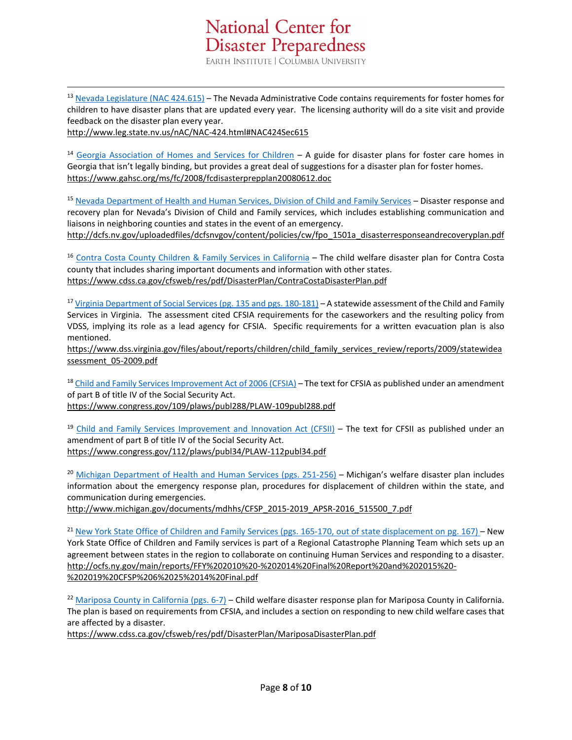[13] Nevada Legislature (NAC 424.615) – The Nevada Administrative Code contains requirements for foster homes for children to have disaster plans that are updated every year. The licensing authority will do a site visit and provide feedback on the disaster plan every year.
http://www.leg.state.nv.us/nAC/NAC-424.html#NAC424Sec615

[14] Georgia Association of Homes and Services for Children – A guide for disaster plans for foster care homes in Georgia that isn't legally binding, but provides a great deal of suggestions for a disaster plan for foster homes.
https://www.gahsc.org/ms/fc/2008/fcdisasterprepplan20080612.doc

[15] Nevada Department of Health and Human Services, Division of Child and Family Services – Disaster response and recovery plan for Nevada's Division of Child and Family services, which includes establishing communication and liaisons in neighboring counties and states in the event of an emergency.
http://dcfs.nv.gov/uploadedfiles/dcfsnvgov/content/policies/cw/fpo_1501a_disasterresponseandrecoveryplan.pdf

[16] Contra Costa County Children & Family Services in California – The child welfare disaster plan for Contra Costa county that includes sharing important documents and information with other states.
https://www.cdss.ca.gov/cfsweb/res/pdf/DisasterPlan/ContraCostaDisasterPlan.pdf

[17] Virginia Department of Social Services (pg. 135 and pgs. 180-181) – A statewide assessment of the Child and Family Services in Virginia. The assessment cited CFSIA requirements for the caseworkers and the resulting policy from VDSS, implying its role as a lead agency for CFSIA. Specific requirements for a written evacuation plan is also mentioned.
https://www.dss.virginia.gov/files/about/reports/children/child_family_services_review/reports/2009/statewideassessment_05-2009.pdf

[18] Child and Family Services Improvement Act of 2006 (CFSIA) – The text for CFSIA as published under an amendment of part B of title IV of the Social Security Act.
https://www.congress.gov/109/plaws/publ288/PLAW-109publ288.pdf

[19] Child and Family Services Improvement and Innovation Act (CFSII) – The text for CFSII as published under an amendment of part B of title IV of the Social Security Act.
https://www.congress.gov/112/plaws/publ34/PLAW-112publ34.pdf

[20] Michigan Department of Health and Human Services (pgs. 251-256) – Michigan's welfare disaster plan includes information about the emergency response plan, procedures for displacement of children within the state, and communication during emergencies.
http://www.michigan.gov/documents/mdhhs/CFSP_2015-2019_APSR-2016_515500_7.pdf

[21] New York State Office of Children and Family Services (pgs. 165-170, out of state displacement on pg. 167) – New York State Office of Children and Family services is part of a Regional Catastrophe Planning Team which sets up an agreement between states in the region to collaborate on continuing Human Services and responding to a disaster.
http://ocfs.ny.gov/main/reports/FFY%202010%20-%202014%20Final%20Report%20and%202015%20-%202019%20CFSP%206%2025%2014%20Final.pdf

[22] Mariposa County in California (pgs. 6-7) – Child welfare disaster response plan for Mariposa County in California. The plan is based on requirements from CFSIA, and includes a section on responding to new child welfare cases that are affected by a disaster.
https://www.cdss.ca.gov/cfsweb/res/pdf/DisasterPlan/MariposaDisasterPlan.pdf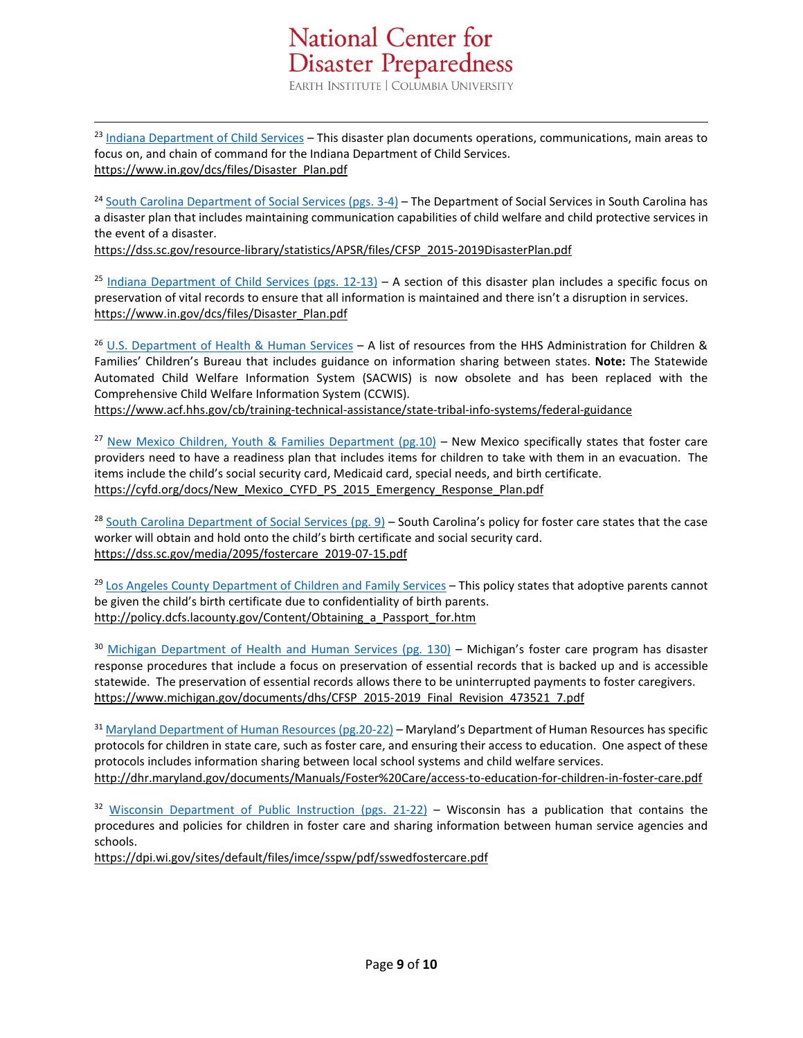[23] Indiana Department of Child Services – This disaster plan documents operations, communications, main areas to focus on, and chain of command for the Indiana Department of Child Services.
https://www.in.gov/dcs/files/Disaster_Plan.pdf

[24] South Carolina Department of Social Services (pgs. 3-4) – The Department of Social Services in South Carolina has a disaster plan that includes maintaining communication capabilities of child welfare and child protective services in the event of a disaster.
https://dss.sc.gov/resource-library/statistics/APSR/files/CFSP_2015-2019DisasterPlan.pdf

[25] Indiana Department of Child Services (pgs. 12-13) – A section of this disaster plan includes a specific focus on preservation of vital records to ensure that all information is maintained and there isn't a disruption in services.
https://www.in.gov/dcs/files/Disaster_Plan.pdf

[26] U.S. Department of Health & Human Services – A list of resources from the HHS Administration for Children & Families' Children's Bureau that includes guidance on information sharing between states. **Note:** The Statewide Automated Child Welfare Information System (SACWIS) is now obsolete and has been replaced with the Comprehensive Child Welfare Information System (CCWIS).
https://www.acf.hhs.gov/cb/training-technical-assistance/state-tribal-info-systems/federal-guidance

[27] New Mexico Children, Youth & Families Department (pg.10) – New Mexico specifically states that foster care providers need to have a readiness plan that includes items for children to take with them in an evacuation. The items include the child's social security card, Medicaid card, special needs, and birth certificate.
https://cyfd.org/docs/New_Mexico_CYFD_PS_2015_Emergency_Response_Plan.pdf

[28] South Carolina Department of Social Services (pg. 9) – South Carolina's policy for foster care states that the case worker will obtain and hold onto the child's birth certificate and social security card.
https://dss.sc.gov/media/2095/fostercare_2019-07-15.pdf

[29] Los Angeles County Department of Children and Family Services – This policy states that adoptive parents cannot be given the child's birth certificate due to confidentiality of birth parents.
http://policy.dcfs.lacounty.gov/Content/Obtaining_a_Passport_for.htm

[30] Michigan Department of Health and Human Services (pg. 130) – Michigan's foster care program has disaster response procedures that include a focus on preservation of essential records that is backed up and is accessible statewide. The preservation of essential records allows there to be uninterrupted payments to foster caregivers.
https://www.michigan.gov/documents/dhs/CFSP_2015-2019_Final_Revision_473521_7.pdf

[31] Maryland Department of Human Resources (pg.20-22) – Maryland's Department of Human Resources has specific protocols for children in state care, such as foster care, and ensuring their access to education. One aspect of these protocols includes information sharing between local school systems and child welfare services.
http://dhr.maryland.gov/documents/Manuals/Foster%20Care/access-to-education-for-children-in-foster-care.pdf

[32] Wisconsin Department of Public Instruction (pgs. 21-22) – Wisconsin has a publication that contains the procedures and policies for children in foster care and sharing information between human service agencies and schools.
https://dpi.wi.gov/sites/default/files/imce/sspw/pdf/sswedfostercare.pdf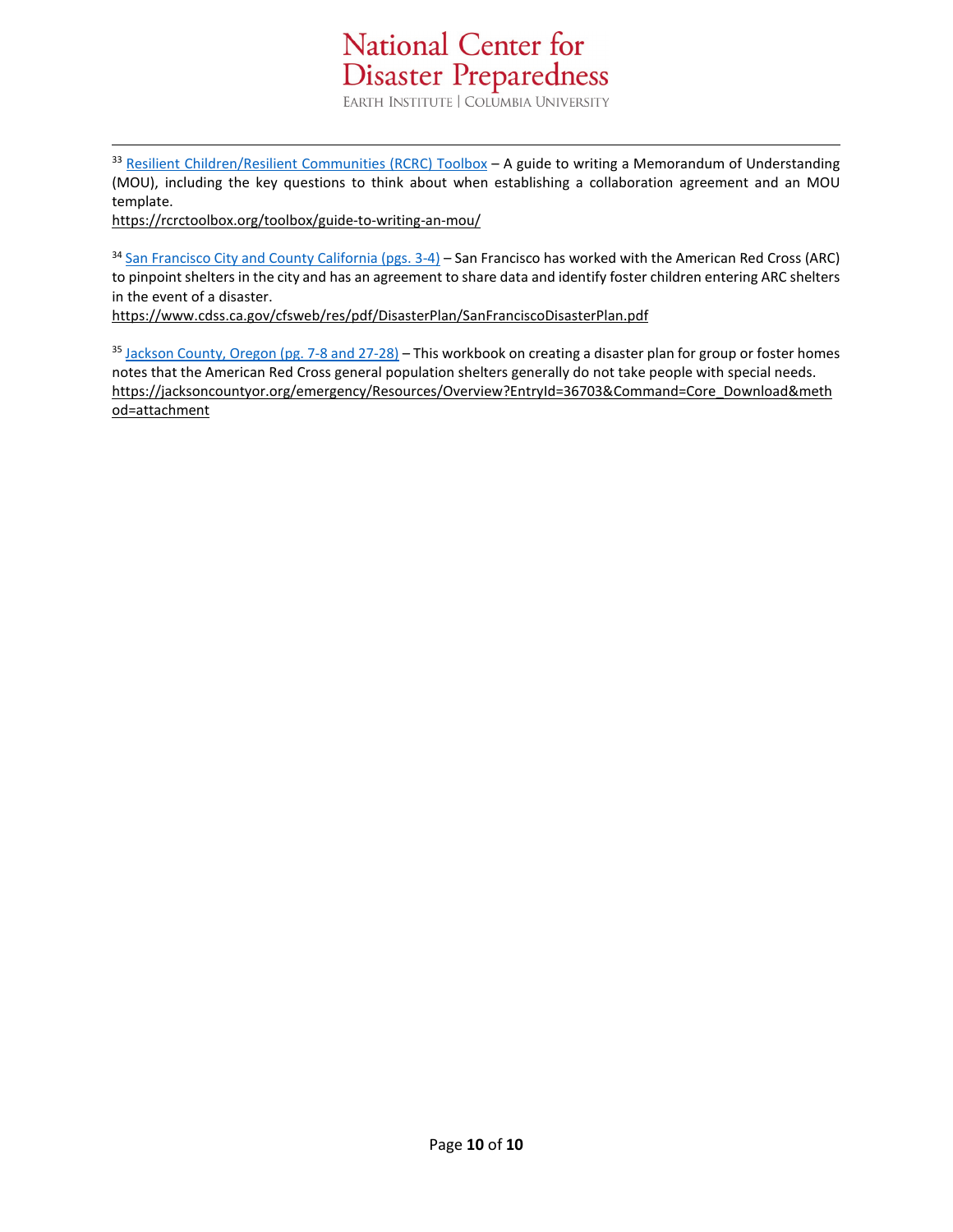[33] Resilient Children/Resilient Communities (RCRC) Toolbox – A guide to writing a Memorandum of Understanding (MOU), including the key questions to think about when establishing a collaboration agreement and an MOU template.
https://rcrctoolbox.org/toolbox/guide-to-writing-an-mou/

[34] San Francisco City and County California (pgs. 3-4) – San Francisco has worked with the American Red Cross (ARC) to pinpoint shelters in the city and has an agreement to share data and identify foster children entering ARC shelters in the event of a disaster.
https://www.cdss.ca.gov/cfsweb/res/pdf/DisasterPlan/SanFranciscoDisasterPlan.pdf

[35] Jackson County, Oregon (pg. 7-8 and 27-28) – This workbook on creating a disaster plan for group or foster homes notes that the American Red Cross general population shelters generally do not take people with special needs.
https://jacksoncountyor.org/emergency/Resources/Overview?EntryId=36703&Command=Core_Download&method=attachment